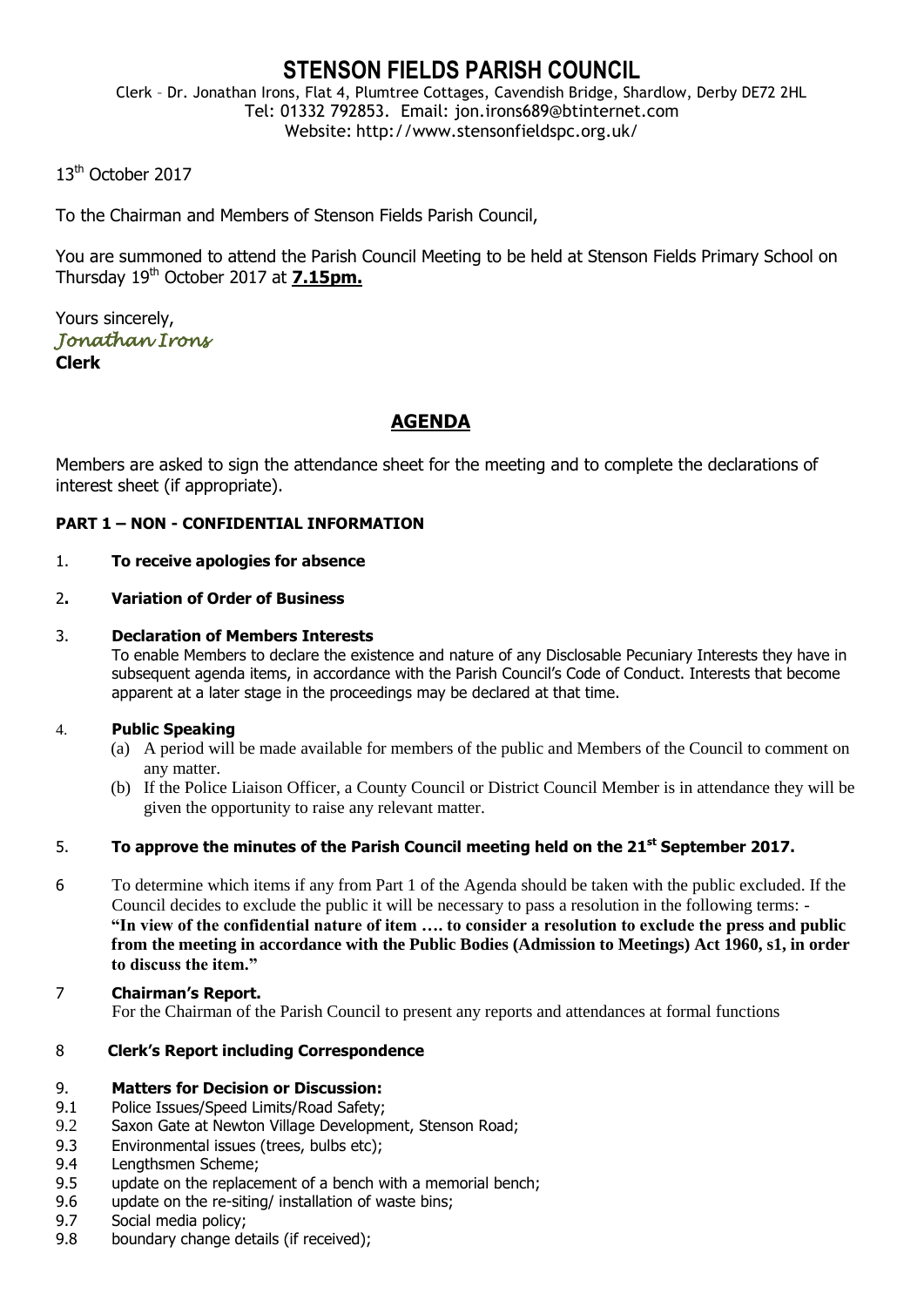# STENSON FIELDS PARISH COUNCIL

Clerk – Dr. Jonathan Irons, Flat 4, Plumtree Cottages, Cavendish Bridge, Shardlow, Derby DE72 2HL
Tel: 01332 792853. Email: jon.irons689@btinternet.com
Website: http://www.stensonfieldspc.org.uk/

13th October 2017

To the Chairman and Members of Stenson Fields Parish Council,

You are summoned to attend the Parish Council Meeting to be held at Stenson Fields Primary School on Thursday 19th October 2017 at **7.15pm.**

Yours sincerely,
*Jonathan Irons*
**Clerk**

## AGENDA

Members are asked to sign the attendance sheet for the meeting and to complete the declarations of interest sheet (if appropriate).

**PART 1 – NON - CONFIDENTIAL INFORMATION**

1. **To receive apologies for absence**

2. **Variation of Order of Business**

3. **Declaration of Members Interests**
   To enable Members to declare the existence and nature of any Disclosable Pecuniary Interests they have in subsequent agenda items, in accordance with the Parish Council's Code of Conduct. Interests that become apparent at a later stage in the proceedings may be declared at that time.

4. **Public Speaking**
   (a) A period will be made available for members of the public and Members of the Council to comment on any matter.
   (b) If the Police Liaison Officer, a County Council or District Council Member is in attendance they will be given the opportunity to raise any relevant matter.

5. **To approve the minutes of the Parish Council meeting held on the 21st September 2017.**

6. To determine which items if any from Part 1 of the Agenda should be taken with the public excluded. If the Council decides to exclude the public it will be necessary to pass a resolution in the following terms: - **"In view of the confidential nature of item …. to consider a resolution to exclude the press and public from the meeting in accordance with the Public Bodies (Admission to Meetings) Act 1960, s1, in order to discuss the item."**

7. **Chairman's Report.**
   For the Chairman of the Parish Council to present any reports and attendances at formal functions

8. **Clerk's Report including Correspondence**

9. **Matters for Decision or Discussion:**
   - 9.1 Police Issues/Speed Limits/Road Safety;
   - 9.2 Saxon Gate at Newton Village Development, Stenson Road;
   - 9.3 Environmental issues (trees, bulbs etc);
   - 9.4 Lengthsmen Scheme;
   - 9.5 update on the replacement of a bench with a memorial bench;
   - 9.6 update on the re-siting/ installation of waste bins;
   - 9.7 Social media policy;
   - 9.8 boundary change details (if received);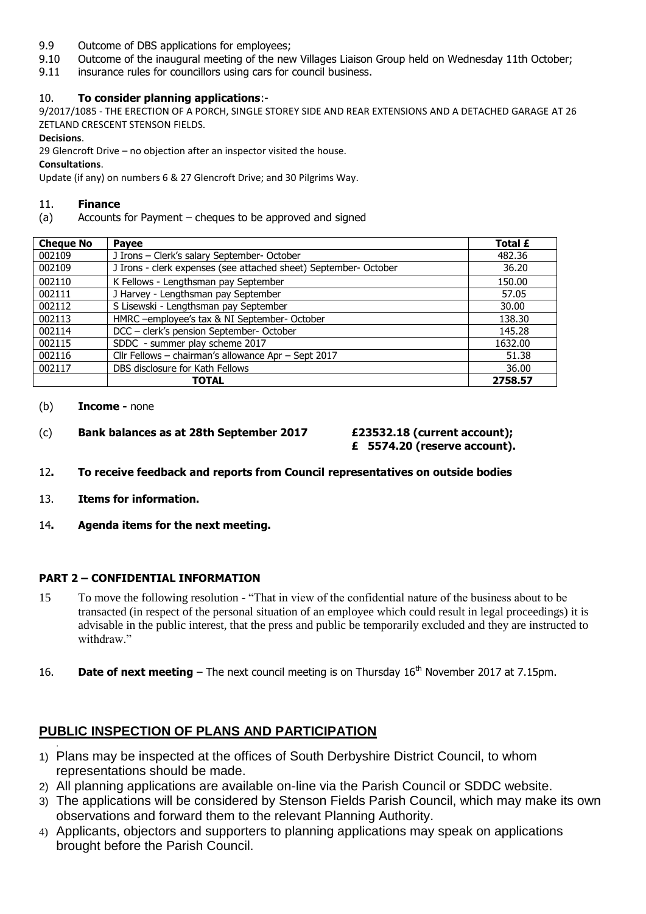9.9 Outcome of DBS applications for employees;
9.10 Outcome of the inaugural meeting of the new Villages Liaison Group held on Wednesday 11th October;
9.11 insurance rules for councillors using cars for council business.

10. **To consider planning applications**:-

9/2017/1085 - THE ERECTION OF A PORCH, SINGLE STOREY SIDE AND REAR EXTENSIONS AND A DETACHED GARAGE AT 26 ZETLAND CRESCENT STENSON FIELDS.

**Decisions**.

29 Glencroft Drive – no objection after an inspector visited the house.

**Consultations**.

Update (if any) on numbers 6 & 27 Glencroft Drive; and 30 Pilgrims Way.

11. **Finance**

(a) Accounts for Payment – cheques to be approved and signed

| Cheque No | Payee | Total £ |
|---|---|---|
| 002109 | J Irons – Clerk's salary September- October | 482.36 |
| 002109 | J Irons - clerk expenses (see attached sheet) September- October | 36.20 |
| 002110 | K Fellows - Lengthsman pay September | 150.00 |
| 002111 | J Harvey - Lengthsman pay September | 57.05 |
| 002112 | S Lisewski - Lengthsman pay September | 30.00 |
| 002113 | HMRC –employee's tax & NI September- October | 138.30 |
| 002114 | DCC – clerk's pension September- October | 145.28 |
| 002115 | SDDC - summer play scheme 2017 | 1632.00 |
| 002116 | Cllr Fellows – chairman's allowance Apr – Sept 2017 | 51.38 |
| 002117 | DBS disclosure for Kath Fellows | 36.00 |
| | **TOTAL** | **2758.57** |

(b) **Income -** none

(c) **Bank balances as at 28th September 2017** **£23532.18 (current account); £ 5574.20 (reserve account).**

12**. To receive feedback and reports from Council representatives on outside bodies**

13. **Items for information.**

14**. Agenda items for the next meeting.**

**PART 2 – CONFIDENTIAL INFORMATION**

15 To move the following resolution - "That in view of the confidential nature of the business about to be transacted (in respect of the personal situation of an employee which could result in legal proceedings) it is advisable in the public interest, that the press and public be temporarily excluded and they are instructed to withdraw."

16. **Date of next meeting** – The next council meeting is on Thursday 16th November 2017 at 7.15pm.

## PUBLIC INSPECTION OF PLANS AND PARTICIPATION

1) Plans may be inspected at the offices of South Derbyshire District Council, to whom representations should be made.
2) All planning applications are available on-line via the Parish Council or SDDC website.
3) The applications will be considered by Stenson Fields Parish Council, which may make its own observations and forward them to the relevant Planning Authority.
4) Applicants, objectors and supporters to planning applications may speak on applications brought before the Parish Council.